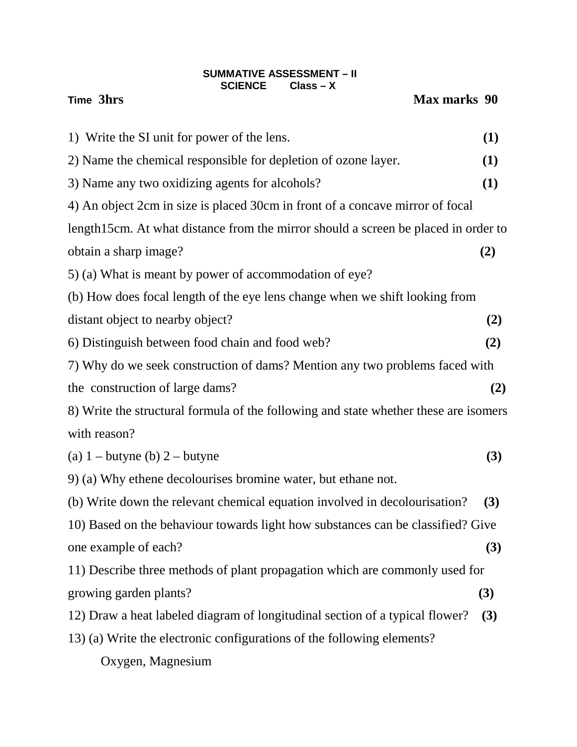**SUMMATIVE ASSESSMENT – II**
**SCIENCE Class – X**

Time **3hrs** **Max marks 90**

1) Write the SI unit for power of the lens. **(1)**

2) Name the chemical responsible for depletion of ozone layer. **(1)**

3) Name any two oxidizing agents for alcohols? **(1)**

4) An object 2cm in size is placed 30cm in front of a concave mirror of focal length15cm. At what distance from the mirror should a screen be placed in order to obtain a sharp image? **(2)**

5) (a) What is meant by power of accommodation of eye?
(b) How does focal length of the eye lens change when we shift looking from distant object to nearby object? **(2)**

6) Distinguish between food chain and food web? **(2)**

7) Why do we seek construction of dams? Mention any two problems faced with the construction of large dams? **(2)**

8) Write the structural formula of the following and state whether these are isomers with reason?
(a) 1 – butyne (b) 2 – butyne **(3)**

9) (a) Why ethene decolourises bromine water, but ethane not.
(b) Write down the relevant chemical equation involved in decolourisation? **(3)**

10) Based on the behaviour towards light how substances can be classified? Give one example of each? **(3)**

11) Describe three methods of plant propagation which are commonly used for growing garden plants? **(3)**

12) Draw a heat labeled diagram of longitudinal section of a typical flower? **(3)**

13) (a) Write the electronic configurations of the following elements?
Oxygen, Magnesium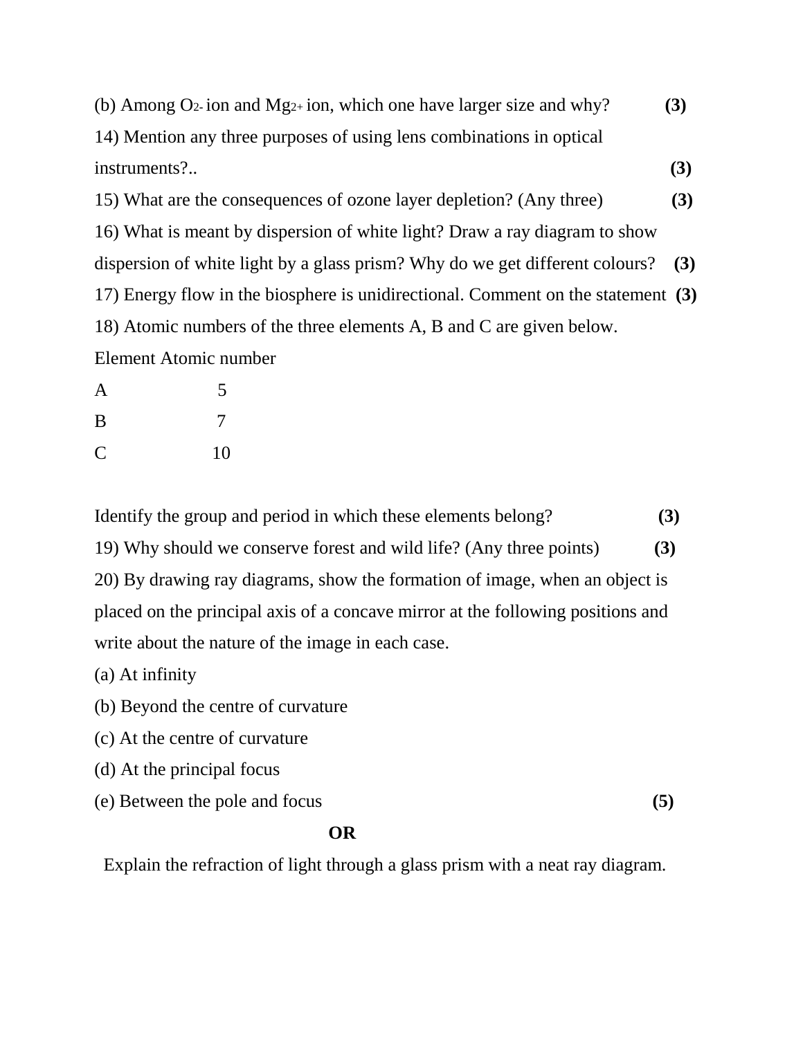(b) Among $O^{2-}$ ion and $Mg^{2+}$ ion, which one have larger size and why? **(3)**

14) Mention any three purposes of using lens combinations in optical instruments?.. **(3)**

15) What are the consequences of ozone layer depletion? (Any three) **(3)**

16) What is meant by dispersion of white light? Draw a ray diagram to show dispersion of white light by a glass prism? Why do we get different colours? **(3)**

17) Energy flow in the biosphere is unidirectional. Comment on the statement **(3)**

18) Atomic numbers of the three elements A, B and C are given below.

| Element | Atomic number |
|---|---|
| A | 5 |
| B | 7 |
| C | 10 |

Identify the group and period in which these elements belong? **(3)**

19) Why should we conserve forest and wild life? (Any three points) **(3)**

20) By drawing ray diagrams, show the formation of image, when an object is placed on the principal axis of a concave mirror at the following positions and write about the nature of the image in each case.

(a) At infinity

(b) Beyond the centre of curvature

(c) At the centre of curvature

(d) At the principal focus

(e) Between the pole and focus **(5)**

**OR**

Explain the refraction of light through a glass prism with a neat ray diagram.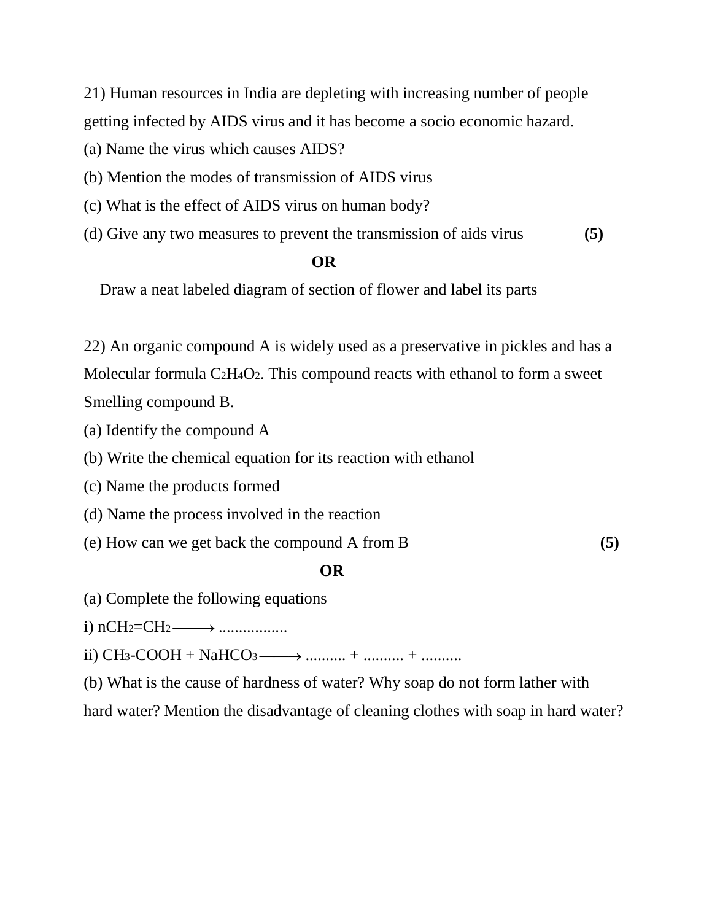21) Human resources in India are depleting with increasing number of people getting infected by AIDS virus and it has become a socio economic hazard.

(a) Name the virus which causes AIDS?

(b) Mention the modes of transmission of AIDS virus

(c) What is the effect of AIDS virus on human body?

(d) Give any two measures to prevent the transmission of aids virus **(5)**

**OR**

Draw a neat labeled diagram of section of flower and label its parts

22) An organic compound A is widely used as a preservative in pickles and has a Molecular formula $C_2H_4O_2$. This compound reacts with ethanol to form a sweet Smelling compound B.

(a) Identify the compound A

(b) Write the chemical equation for its reaction with ethanol

(c) Name the products formed

(d) Name the process involved in the reaction

(e) How can we get back the compound A from B **(5)**

**OR**

(a) Complete the following equations

i) $nCH_2{=}CH_2 \longrightarrow$ .................

ii) $CH_3\text{-}COOH + NaHCO_3 \longrightarrow$ .......... + .......... + ..........

(b) What is the cause of hardness of water? Why soap do not form lather with hard water? Mention the disadvantage of cleaning clothes with soap in hard water?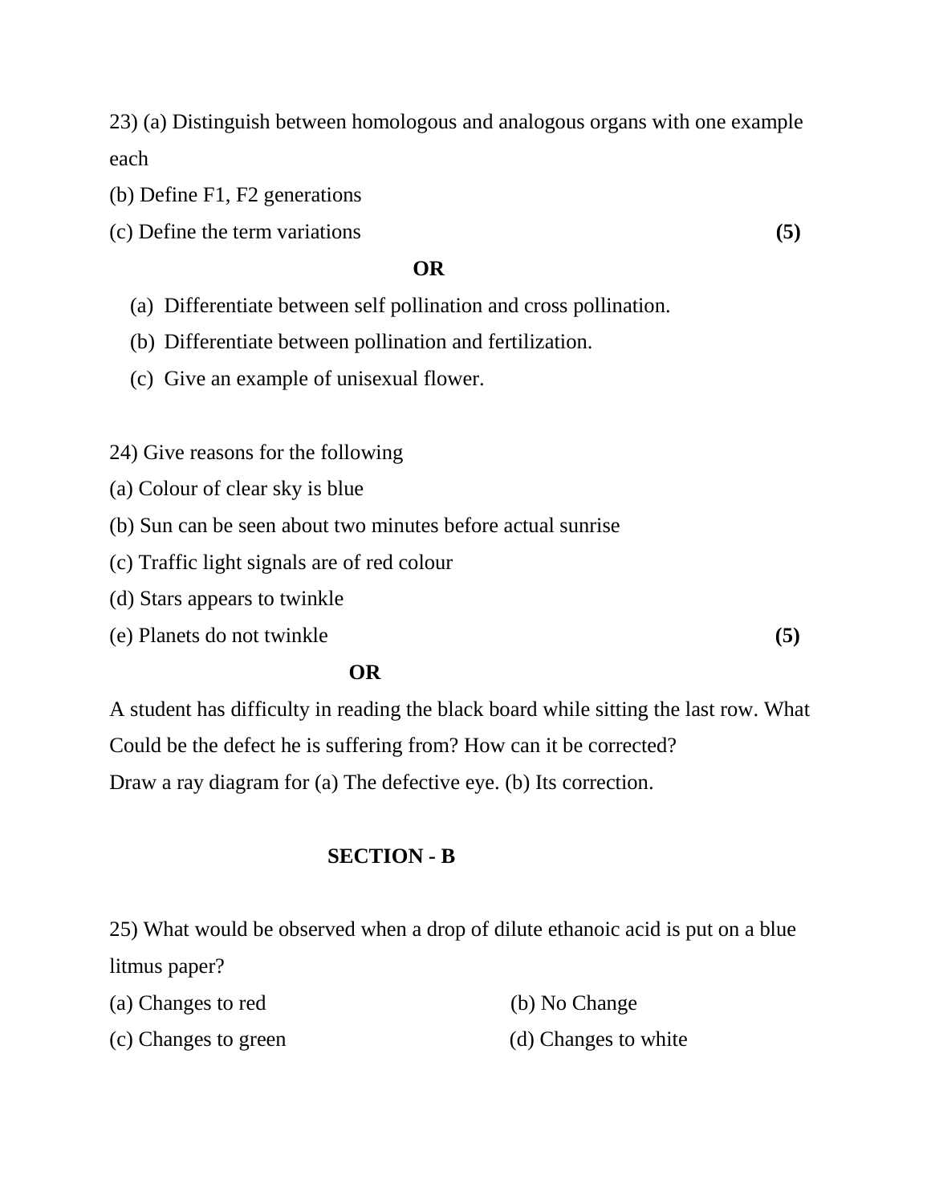23) (a) Distinguish between homologous and analogous organs with one example each

(b) Define F1, F2 generations

(c) Define the term variations **(5)**

**OR**

(a) Differentiate between self pollination and cross pollination.

(b) Differentiate between pollination and fertilization.

(c) Give an example of unisexual flower.

24) Give reasons for the following

(a) Colour of clear sky is blue

(b) Sun can be seen about two minutes before actual sunrise

(c) Traffic light signals are of red colour

(d) Stars appears to twinkle

(e) Planets do not twinkle **(5)**

**OR**

A student has difficulty in reading the black board while sitting the last row. What Could be the defect he is suffering from? How can it be corrected?

Draw a ray diagram for (a) The defective eye. (b) Its correction.

## SECTION - B

25) What would be observed when a drop of dilute ethanoic acid is put on a blue litmus paper?

(a) Changes to red

(b) No Change

(c) Changes to green

(d) Changes to white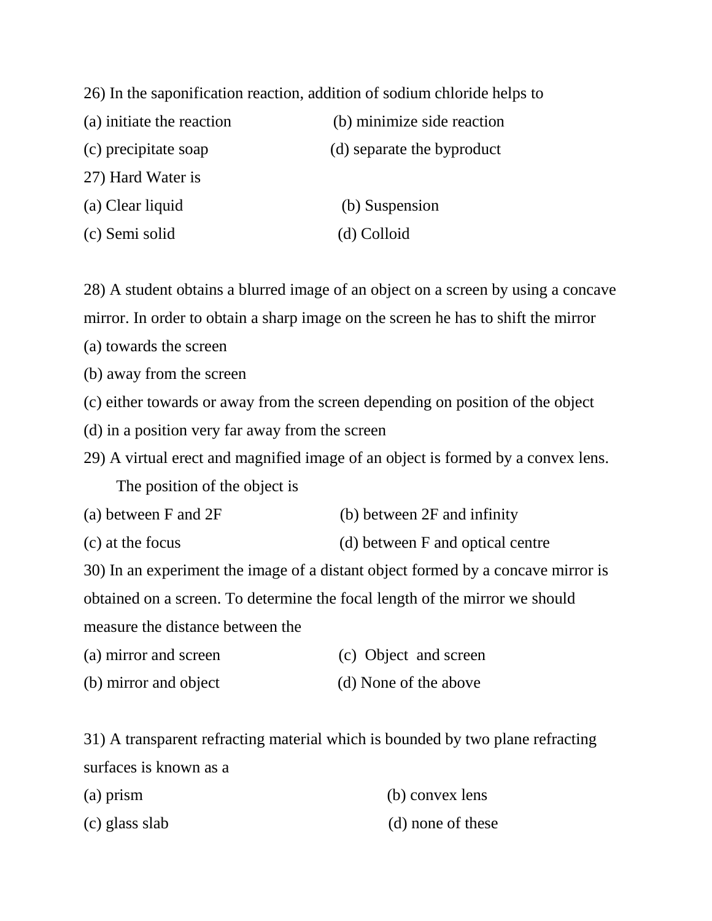26) In the saponification reaction, addition of sodium chloride helps to

(a) initiate the reaction (b) minimize side reaction

(c) precipitate soap (d) separate the byproduct

27) Hard Water is

(a) Clear liquid (b) Suspension

(c) Semi solid (d) Colloid

28) A student obtains a blurred image of an object on a screen by using a concave mirror. In order to obtain a sharp image on the screen he has to shift the mirror

(a) towards the screen

(b) away from the screen

(c) either towards or away from the screen depending on position of the object

(d) in a position very far away from the screen

29) A virtual erect and magnified image of an object is formed by a convex lens. The position of the object is

(a) between F and 2F (b) between 2F and infinity

(c) at the focus (d) between F and optical centre

30) In an experiment the image of a distant object formed by a concave mirror is obtained on a screen. To determine the focal length of the mirror we should measure the distance between the

(a) mirror and screen (c) Object and screen

(b) mirror and object (d) None of the above

31) A transparent refracting material which is bounded by two plane refracting surfaces is known as a

(a) prism (b) convex lens

(c) glass slab (d) none of these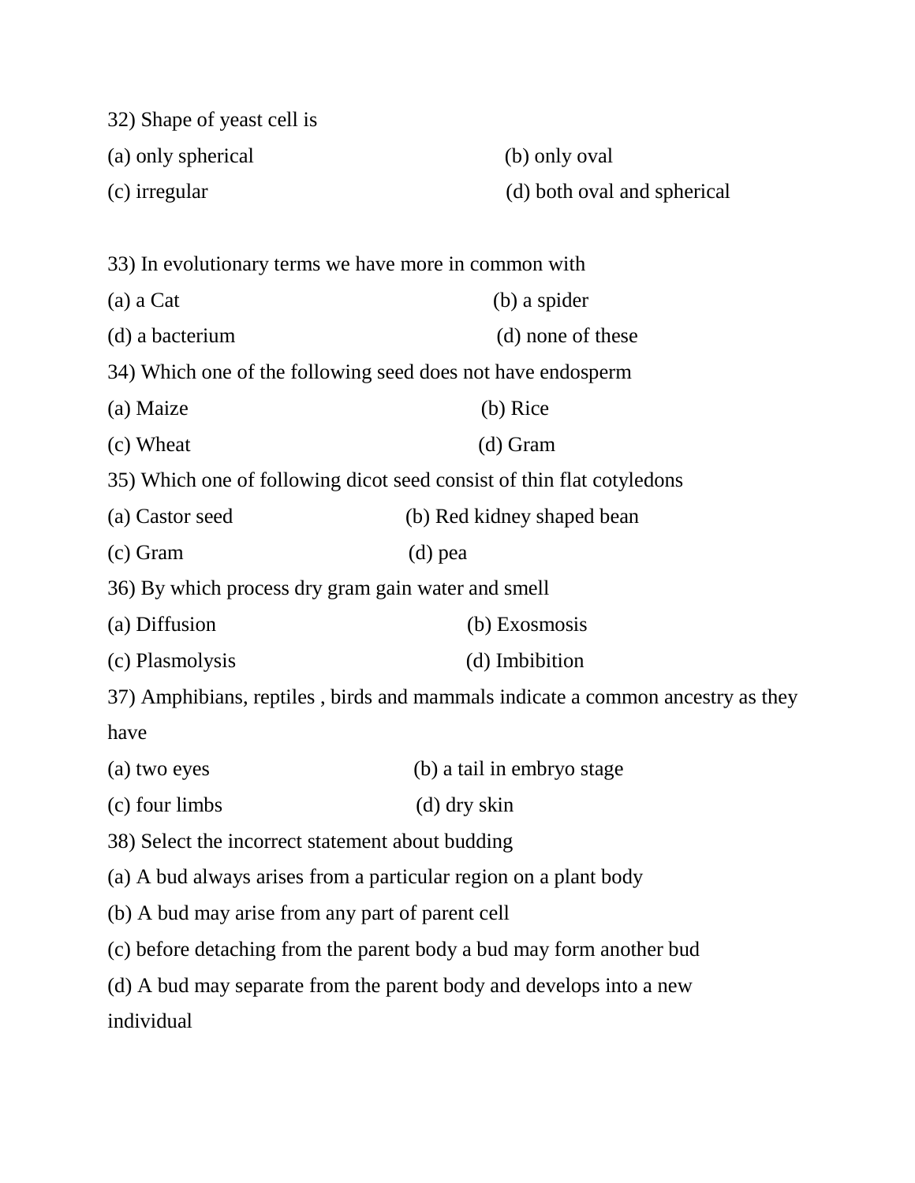32) Shape of yeast cell is

(a) only spherical (b) only oval

(c) irregular (d) both oval and spherical

33) In evolutionary terms we have more in common with

(a) a Cat (b) a spider

(d) a bacterium (d) none of these

34) Which one of the following seed does not have endosperm

(a) Maize (b) Rice

(c) Wheat (d) Gram

35) Which one of following dicot seed consist of thin flat cotyledons

(a) Castor seed (b) Red kidney shaped bean

(c) Gram (d) pea

36) By which process dry gram gain water and smell

(a) Diffusion (b) Exosmosis

(c) Plasmolysis (d) Imbibition

37) Amphibians, reptiles , birds and mammals indicate a common ancestry as they have

(a) two eyes (b) a tail in embryo stage

(c) four limbs (d) dry skin

38) Select the incorrect statement about budding

(a) A bud always arises from a particular region on a plant body

(b) A bud may arise from any part of parent cell

(c) before detaching from the parent body a bud may form another bud

(d) A bud may separate from the parent body and develops into a new individual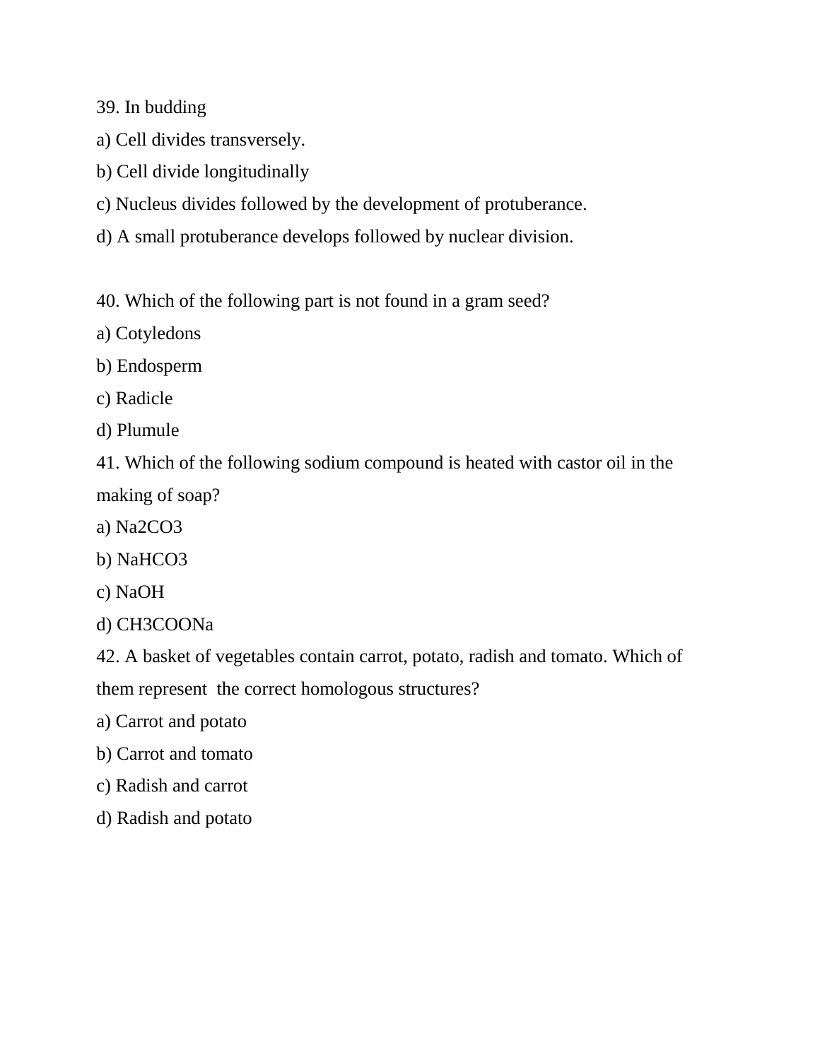39. In budding

a) Cell divides transversely.

b) Cell divide longitudinally

c) Nucleus divides followed by the development of protuberance.

d) A small protuberance develops followed by nuclear division.

40. Which of the following part is not found in a gram seed?

a) Cotyledons

b) Endosperm

c) Radicle

d) Plumule

41. Which of the following sodium compound is heated with castor oil in the making of soap?

a) $Na_2CO_3$

b) $NaHCO_3$

c) $NaOH$

d) $CH_3COONa$

42. A basket of vegetables contain carrot, potato, radish and tomato. Which of them represent the correct homologous structures?

a) Carrot and potato

b) Carrot and tomato

c) Radish and carrot

d) Radish and potato